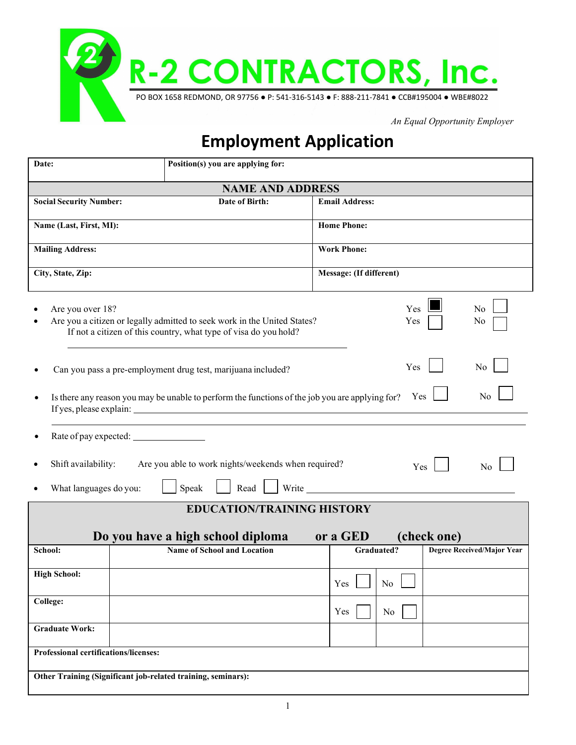# R-2 CONTRACTORS, Inc.

PO BOX 1658 REDMOND, OR 97756 ● P: 541-316-5143 ● F: 888-211-7841 ● CCB#195004 ● WBE#8022

*An Equal Opportunity Employer*

## Employment Application

| **Date:** | **Position(s) you are applying for:** |
|---|---|

| **NAME AND ADDRESS** | | |
|---|---|---|
| **Social Security Number:** | **Date of Birth:** | **Email Address:** |
| **Name (Last, First, MI):** | | **Home Phone:** |
| **Mailing Address:** | | **Work Phone:** |
| **City, State, Zip:** | | **Message: (If different)** |

- Are you over 18? Yes ☒ No ☐
- Are you a citizen or legally admitted to seek work in the United States? Yes ☐ No ☐
  If not a citizen of this country, what type of visa do you hold? \_\_\_\_\_\_\_\_\_\_\_\_\_\_\_\_\_\_\_\_
- Can you pass a pre-employment drug test, marijuana included? Yes ☐ No ☐
- Is there any reason you may be unable to perform the functions of the job you are applying for? Yes ☐ No ☐
  If yes, please explain: \_\_\_\_\_\_\_\_\_\_\_\_\_\_\_\_\_\_\_\_
- Rate of pay expected: \_\_\_\_\_\_\_\_\_\_\_\_\_\_\_\_
- Shift availability: Are you able to work nights/weekends when required? Yes ☐ No ☐
- What languages do you: ☐ Speak ☐ Read ☐ Write \_\_\_\_\_\_\_\_\_\_\_\_\_\_\_\_\_\_\_\_

### EDUCATION/TRAINING HISTORY

**Do you have a high school diploma or a GED (check one)**

| **School:** | **Name of School and Location** | **Graduated?** | | **Degree Received/Major Year** |
|---|---|---|---|---|
| **High School:** | | Yes ☐ | No ☐ | |
| **College:** | | Yes ☐ | No ☐ | |
| **Graduate Work:** | | | | |
| **Professional certifications/licenses:** | | | | |
| **Other Training (Significant job-related training, seminars):** | | | | |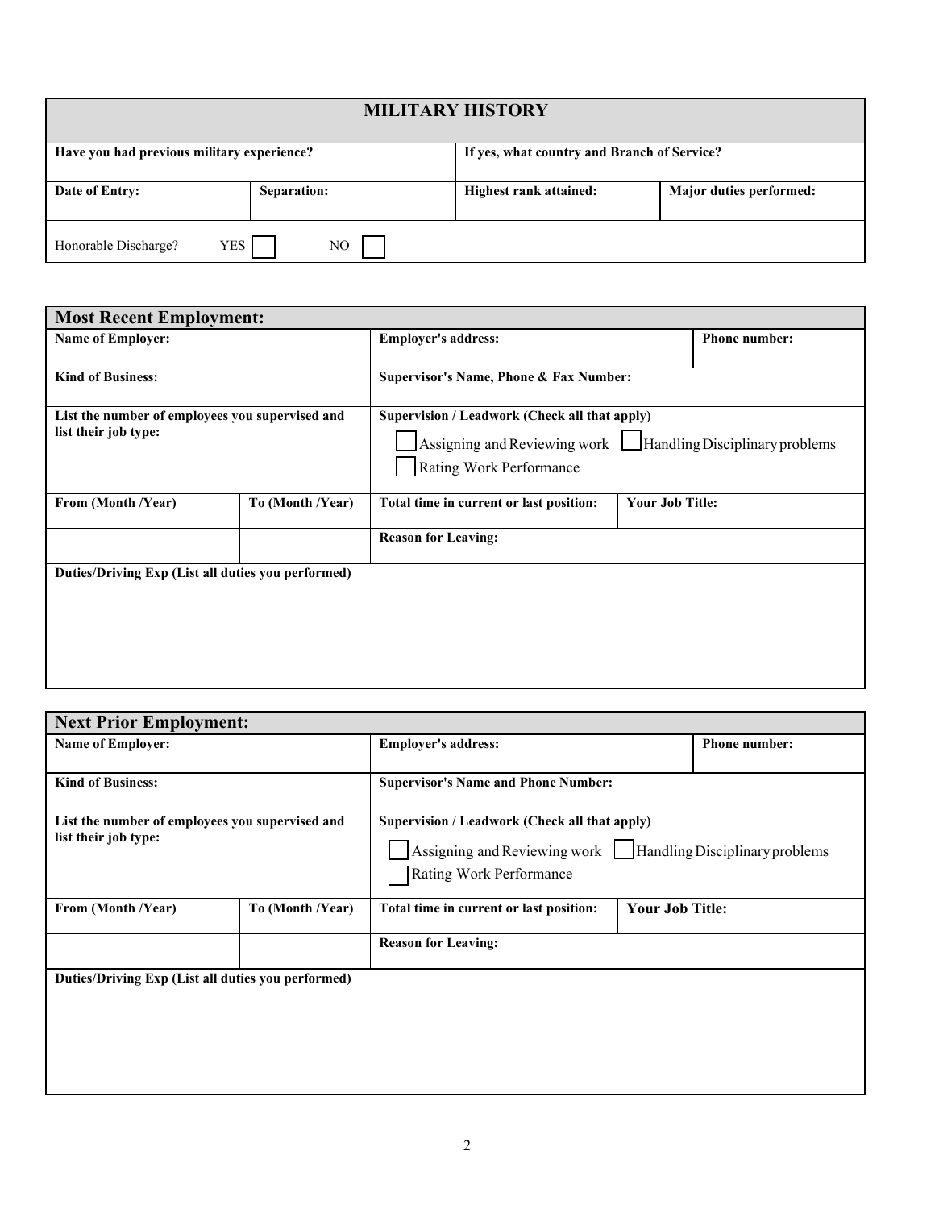## MILITARY HISTORY

| Have you had previous military experience? | | If yes, what country and Branch of Service? | |
|---|---|---|---|
| **Date of Entry:** | **Separation:** | **Highest rank attained:** | **Major duties performed:** |
| Honorable Discharge? YES ☐ NO ☐ | | | |

## Most Recent Employment:

| **Name of Employer:** | | **Employer's address:** | | **Phone number:** |
|---|---|---|---|---|
| **Kind of Business:** | | **Supervisor's Name, Phone & Fax Number:** | | |
| **List the number of employees you supervised and list their job type:** | | **Supervision / Leadwork (Check all that apply)**<br>☐ Assigning and Reviewing work ☐ Handling Disciplinary problems<br>☐ Rating Work Performance | | |
| **From (Month /Year)** | **To (Month /Year)** | **Total time in current or last position:** | **Your Job Title:** | |
| | | **Reason for Leaving:** | | |
| **Duties/Driving Exp (List all duties you performed)** | | | | |

## Next Prior Employment:

| **Name of Employer:** | | **Employer's address:** | | **Phone number:** |
|---|---|---|---|---|
| **Kind of Business:** | | **Supervisor's Name and Phone Number:** | | |
| **List the number of employees you supervised and list their job type:** | | **Supervision / Leadwork (Check all that apply)**<br>☐ Assigning and Reviewing work ☐ Handling Disciplinary problems<br>☐ Rating Work Performance | | |
| **From (Month /Year)** | **To (Month /Year)** | **Total time in current or last position:** | **Your Job Title:** | |
| | | **Reason for Leaving:** | | |
| **Duties/Driving Exp (List all duties you performed)** | | | | |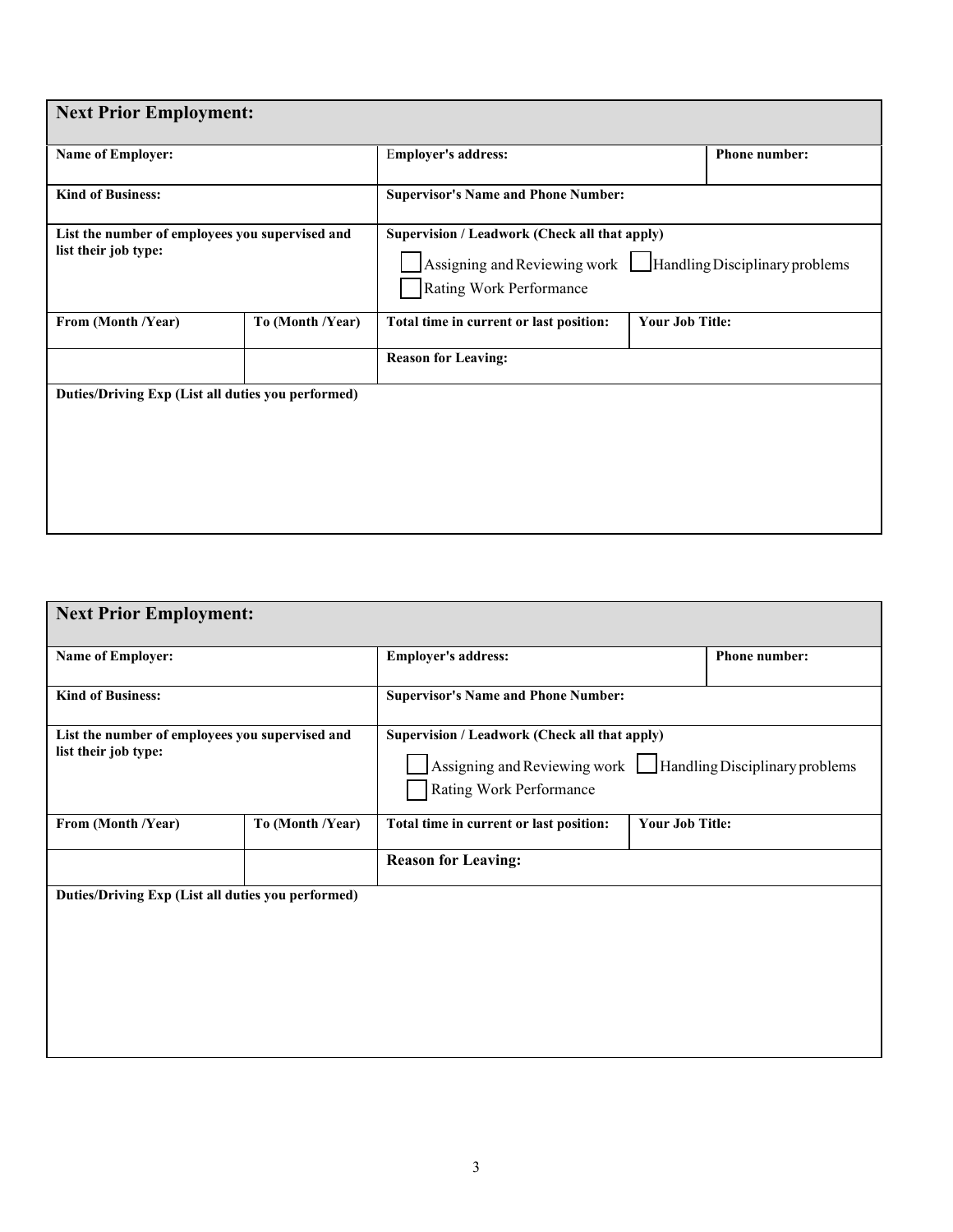## Next Prior Employment:

| Name of Employer: | | Employer's address: | | Phone number: |
|---|---|---|---|---|
| **Kind of Business:** | | **Supervisor's Name and Phone Number:** | | |
| **List the number of employees you supervised and list their job type:** | | **Supervision / Leadwork (Check all that apply)** ☐ Assigning and Reviewing work ☐ Handling Disciplinary problems ☐ Rating Work Performance | | |
| **From (Month /Year)** | **To (Month /Year)** | **Total time in current or last position:** | **Your Job Title:** | |
| | | **Reason for Leaving:** | | |

**Duties/Driving Exp (List all duties you performed)**

## Next Prior Employment:

| Name of Employer: | | Employer's address: | | Phone number: |
|---|---|---|---|---|
| **Kind of Business:** | | **Supervisor's Name and Phone Number:** | | |
| **List the number of employees you supervised and list their job type:** | | **Supervision / Leadwork (Check all that apply)** ☐ Assigning and Reviewing work ☐ Handling Disciplinary problems ☐ Rating Work Performance | | |
| **From (Month /Year)** | **To (Month /Year)** | **Total time in current or last position:** | **Your Job Title:** | |
| | | **Reason for Leaving:** | | |

**Duties/Driving Exp (List all duties you performed)**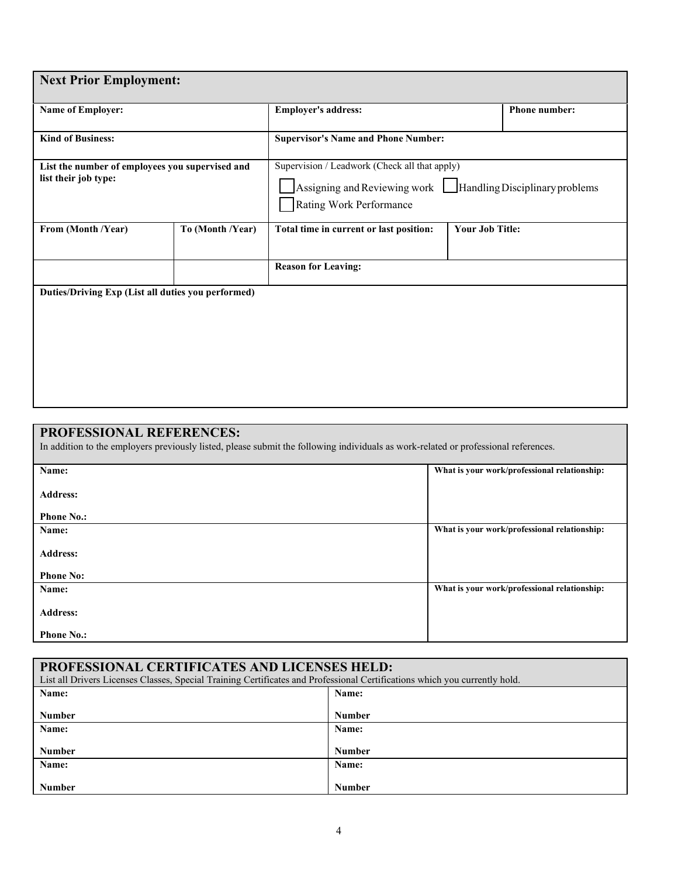## Next Prior Employment:

| Name of Employer: | | Employer's address: | | Phone number: |
|---|---|---|---|---|
| **Kind of Business:** | | **Supervisor's Name and Phone Number:** | | |
| **List the number of employees you supervised and list their job type:** | | Supervision / Leadwork (Check all that apply)<br>☐ Assigning and Reviewing work ☐ Handling Disciplinary problems<br>☐ Rating Work Performance | | |
| **From (Month /Year)** | **To (Month /Year)** | **Total time in current or last position:** | **Your Job Title:** | |
| | | **Reason for Leaving:** | | |
| **Duties/Driving Exp (List all duties you performed)** | | | | |

## PROFESSIONAL REFERENCES:

In addition to the employers previously listed, please submit the following individuals as work-related or professional references.

| Name:<br><br>Address:<br><br>Phone No.: | What is your work/professional relationship: |
|---|---|
| **Name:**<br><br>**Address:**<br><br>**Phone No:** | **What is your work/professional relationship:** |
| **Name:**<br><br>**Address:**<br><br>**Phone No.:** | **What is your work/professional relationship:** |

## PROFESSIONAL CERTIFICATES AND LICENSES HELD:

List all Drivers Licenses Classes, Special Training Certificates and Professional Certifications which you currently hold.

| Name:<br><br>Number | Name:<br><br>Number |
|---|---|
| **Name:**<br><br>**Number** | **Name:**<br><br>**Number** |
| **Name:**<br><br>**Number** | **Name:**<br><br>**Number** |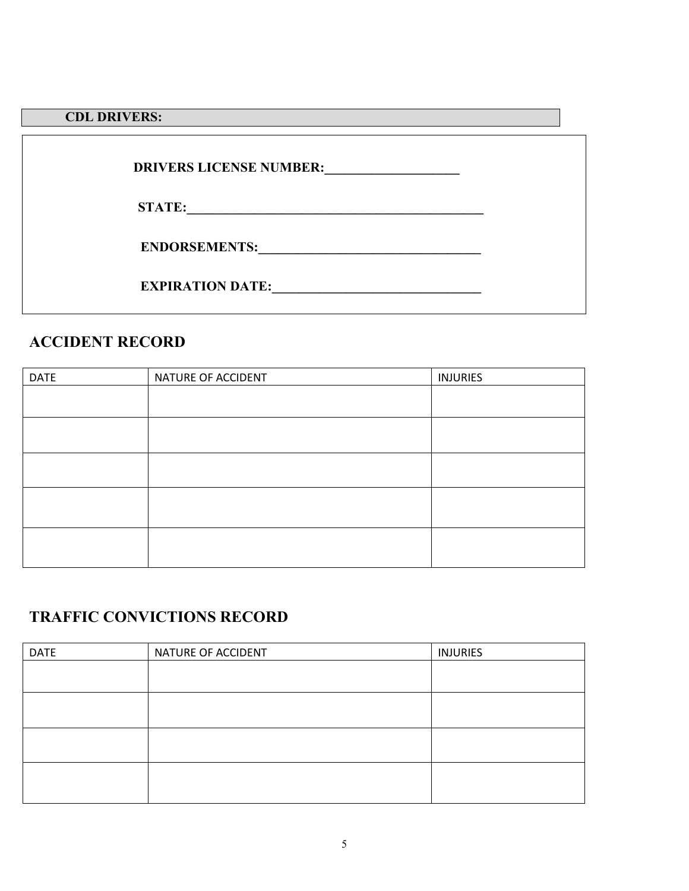**CDL DRIVERS:**

**DRIVERS LICENSE NUMBER:____________________**

**STATE:______________________________________________**

**ENDORSEMENTS:__________________________________**

**EXPIRATION DATE:________________________________**

## ACCIDENT RECORD

| DATE | NATURE OF ACCIDENT | INJURIES |
|---|---|---|
| | | |
| | | |
| | | |
| | | |
| | | |

## TRAFFIC CONVICTIONS RECORD

| DATE | NATURE OF ACCIDENT | INJURIES |
|---|---|---|
| | | |
| | | |
| | | |
| | | |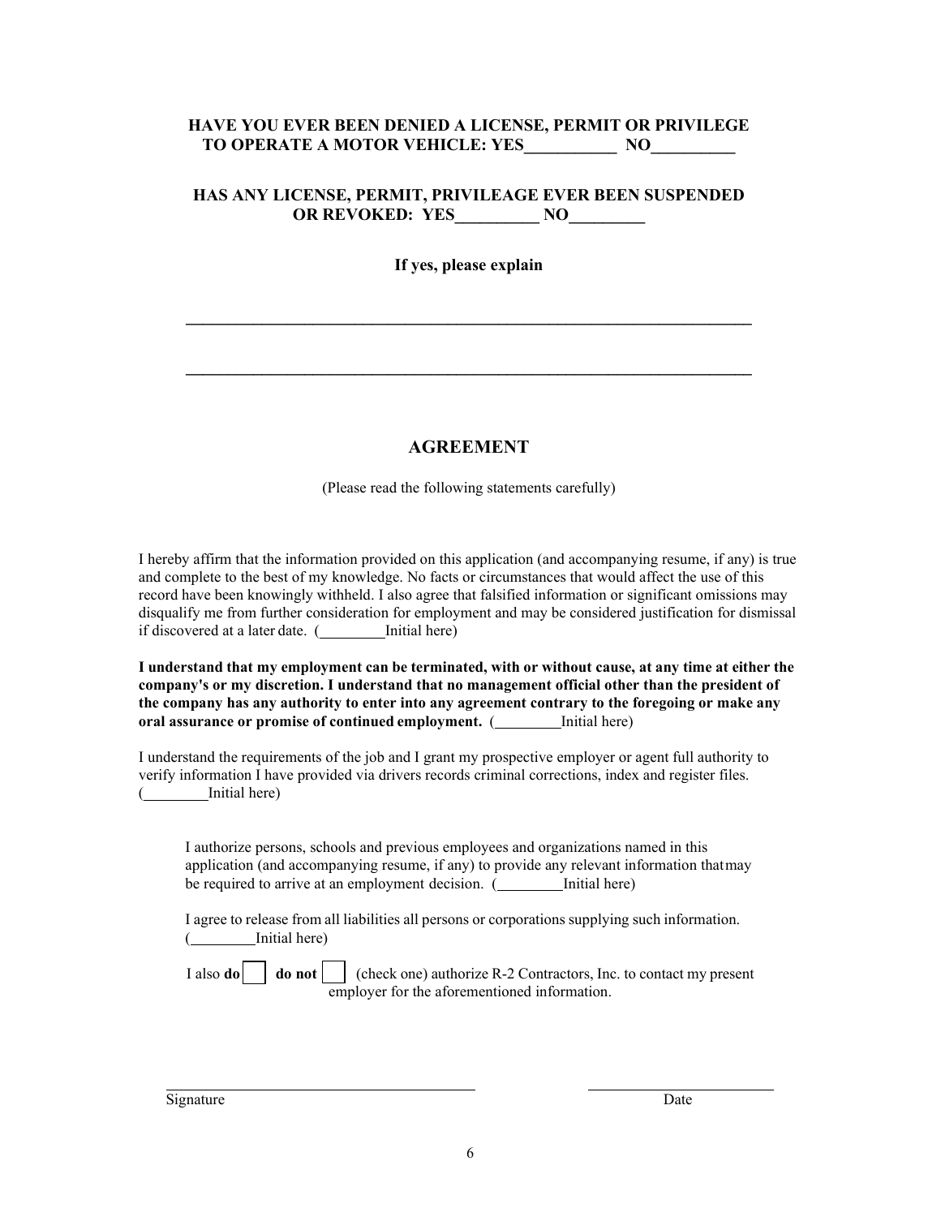**HAVE YOU EVER BEEN DENIED A LICENSE, PERMIT OR PRIVILEGE TO OPERATE A MOTOR VEHICLE: YES___________ NO__________**

**HAS ANY LICENSE, PERMIT, PRIVILEAGE EVER BEEN SUSPENDED OR REVOKED: YES__________ NO_________**

**If yes, please explain**

_______________________________________________________________________

_______________________________________________________________________

## AGREEMENT

(Please read the following statements carefully)

I hereby affirm that the information provided on this application (and accompanying resume, if any) is true and complete to the best of my knowledge. No facts or circumstances that would affect the use of this record have been knowingly withheld. I also agree that falsified information or significant omissions may disqualify me from further consideration for employment and may be considered justification for dismissal if discovered at a later date. (________Initial here)

**I understand that my employment can be terminated, with or without cause, at any time at either the company's or my discretion. I understand that no management official other than the president of the company has any authority to enter into any agreement contrary to the foregoing or make any oral assurance or promise of continued employment.** (________Initial here)

I understand the requirements of the job and I grant my prospective employer or agent full authority to verify information I have provided via drivers records criminal corrections, index and register files. (________Initial here)

I authorize persons, schools and previous employees and organizations named in this application (and accompanying resume, if any) to provide any relevant information that may be required to arrive at an employment decision. (________Initial here)

I agree to release from all liabilities all persons or corporations supplying such information. (________Initial here)

I also **do** ☐ **do not** ☐ (check one) authorize R-2 Contractors, Inc. to contact my present employer for the aforementioned information.

______________________________________ ______________________

Signature Date